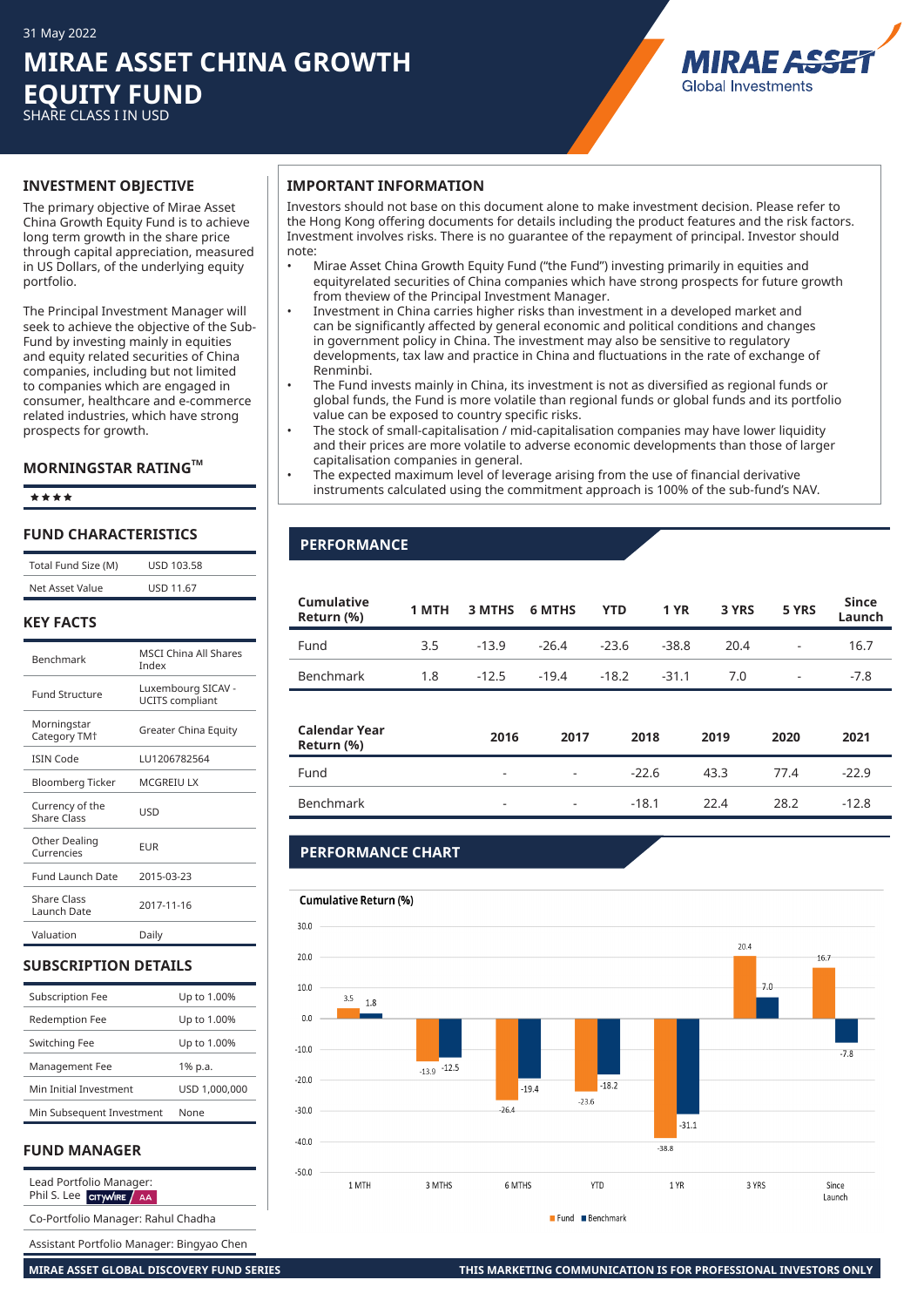31 May 2022

# MIRAE ASSET CHINA GROWTH EQUITY FUND

SHARE CLASS I IN USD

MIRAE ASSET Global Investments

## INVESTMENT OBJECTIVE

The primary objective of Mirae Asset China Growth Equity Fund is to achieve long term growth in the share price through capital appreciation, measured in US Dollars, of the underlying equity portfolio.

The Principal Investment Manager will seek to achieve the objective of the Sub-Fund by investing mainly in equities and equity related securities of China companies, including but not limited to companies which are engaged in consumer, healthcare and e-commerce related industries, which have strong prospects for growth.

## MORNINGSTAR RATING™

★★★★

## FUND CHARACTERISTICS

| | |
|---|---|
| Total Fund Size (M) | USD 103.58 |
| Net Asset Value | USD 11.67 |

## KEY FACTS

| | |
|---|---|
| Benchmark | MSCI China All Shares Index |
| Fund Structure | Luxembourg SICAV - UCITS compliant |
| Morningstar Category TM† | Greater China Equity |
| ISIN Code | LU1206782564 |
| Bloomberg Ticker | MCGREIU LX |
| Currency of the Share Class | USD |
| Other Dealing Currencies | EUR |
| Fund Launch Date | 2015-03-23 |
| Share Class Launch Date | 2017-11-16 |
| Valuation | Daily |

## SUBSCRIPTION DETAILS

| | |
|---|---|
| Subscription Fee | Up to 1.00% |
| Redemption Fee | Up to 1.00% |
| Switching Fee | Up to 1.00% |
| Management Fee | 1% p.a. |
| Min Initial Investment | USD 1,000,000 |
| Min Subsequent Investment | None |

## FUND MANAGER

Lead Portfolio Manager: Phil S. Lee CITYWIRE AA

Co-Portfolio Manager: Rahul Chadha

Assistant Portfolio Manager: Bingyao Chen

## IMPORTANT INFORMATION

Investors should not base on this document alone to make investment decision. Please refer to the Hong Kong offering documents for details including the product features and the risk factors. Investment involves risks. There is no guarantee of the repayment of principal. Investor should note:

- Mirae Asset China Growth Equity Fund ("the Fund") investing primarily in equities and equityrelated securities of China companies which have strong prospects for future growth from theview of the Principal Investment Manager.
- Investment in China carries higher risks than investment in a developed market and can be significantly affected by general economic and political conditions and changes in government policy in China. The investment may also be sensitive to regulatory developments, tax law and practice in China and fluctuations in the rate of exchange of Renminbi.
- The Fund invests mainly in China, its investment is not as diversified as regional funds or global funds, the Fund is more volatile than regional funds or global funds and its portfolio value can be exposed to country specific risks.
- The stock of small-capitalisation / mid-capitalisation companies may have lower liquidity and their prices are more volatile to adverse economic developments than those of larger capitalisation companies in general.
- The expected maximum level of leverage arising from the use of financial derivative instruments calculated using the commitment approach is 100% of the sub-fund's NAV.

## PERFORMANCE

| Cumulative Return (%) | 1 MTH | 3 MTHS | 6 MTHS | YTD | 1 YR | 3 YRS | 5 YRS | Since Launch |
|---|---|---|---|---|---|---|---|---|
| Fund | 3.5 | -13.9 | -26.4 | -23.6 | -38.8 | 20.4 | - | 16.7 |
| Benchmark | 1.8 | -12.5 | -19.4 | -18.2 | -31.1 | 7.0 | - | -7.8 |

| Calendar Year Return (%) | 2016 | 2017 | 2018 | 2019 | 2020 | 2021 |
|---|---|---|---|---|---|---|
| Fund | - | - | -22.6 | 43.3 | 77.4 | -22.9 |
| Benchmark | - | - | -18.1 | 22.4 | 28.2 | -12.8 |

## PERFORMANCE CHART

Cumulative Return (%)

| | 1 MTH | 3 MTHS | 6 MTHS | YTD | 1 YR | 3 YRS | Since Launch |
|---|---|---|---|---|---|---|---|
| Fund | 3.5 | -13.9 | -26.4 | -23.6 | -38.8 | 20.4 | 16.7 |
| Benchmark | 1.8 | -12.5 | -19.4 | -18.2 | -31.1 | 7.0 | -7.8 |

MIRAE ASSET GLOBAL DISCOVERY FUND SERIES

THIS MARKETING COMMUNICATION IS FOR PROFESSIONAL INVESTORS ONLY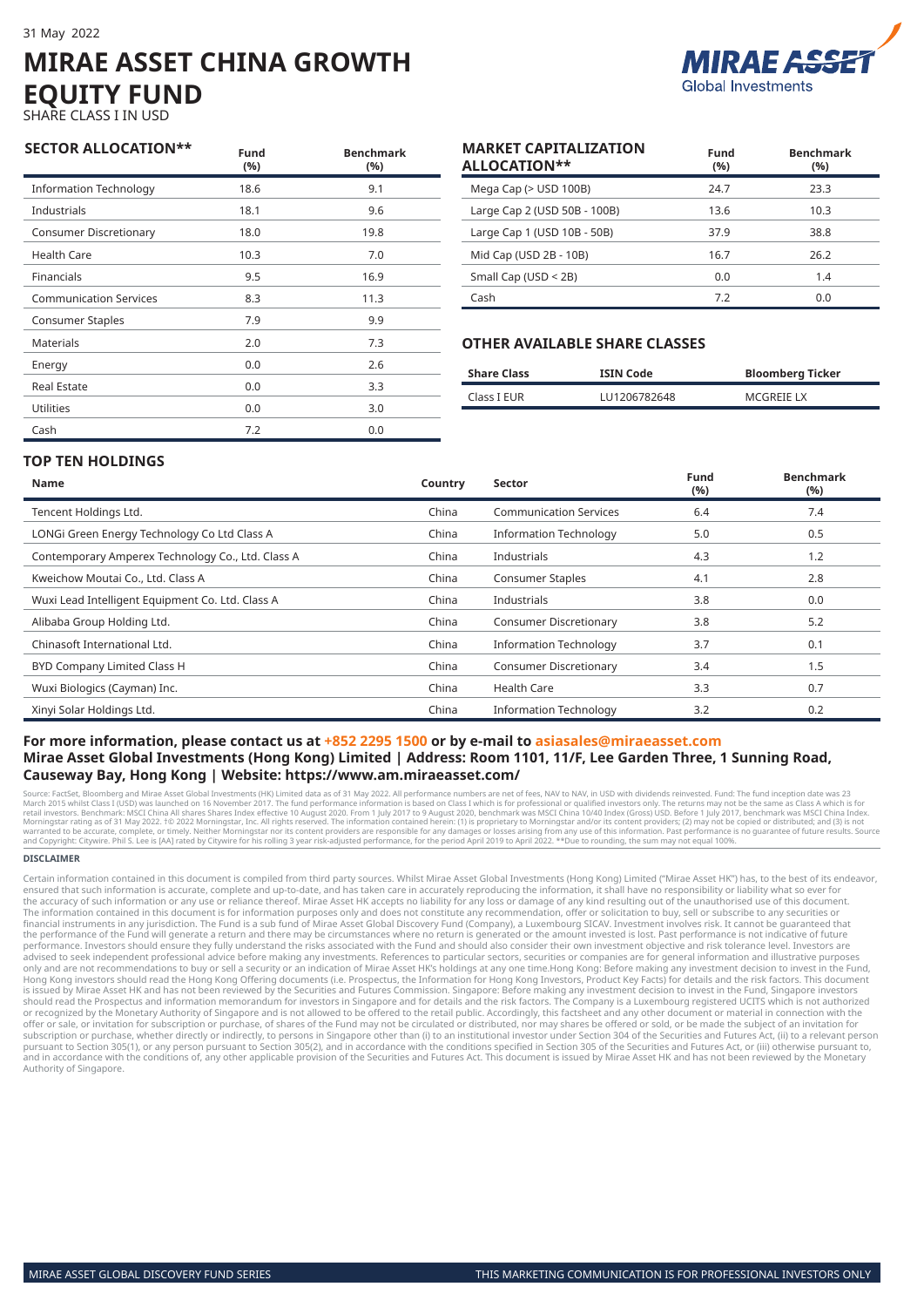31 May 2022

# MIRAE ASSET CHINA GROWTH EQUITY FUND

SHARE CLASS I IN USD

## SECTOR ALLOCATION**

| | Fund (%) | Benchmark (%) |
|---|---|---|
| Information Technology | 18.6 | 9.1 |
| Industrials | 18.1 | 9.6 |
| Consumer Discretionary | 18.0 | 19.8 |
| Health Care | 10.3 | 7.0 |
| Financials | 9.5 | 16.9 |
| Communication Services | 8.3 | 11.3 |
| Consumer Staples | 7.9 | 9.9 |
| Materials | 2.0 | 7.3 |
| Energy | 0.0 | 2.6 |
| Real Estate | 0.0 | 3.3 |
| Utilities | 0.0 | 3.0 |
| Cash | 7.2 | 0.0 |

## MARKET CAPITALIZATION ALLOCATION**

| | Fund (%) | Benchmark (%) |
|---|---|---|
| Mega Cap (> USD 100B) | 24.7 | 23.3 |
| Large Cap 2 (USD 50B - 100B) | 13.6 | 10.3 |
| Large Cap 1 (USD 10B - 50B) | 37.9 | 38.8 |
| Mid Cap (USD 2B - 10B) | 16.7 | 26.2 |
| Small Cap (USD < 2B) | 0.0 | 1.4 |
| Cash | 7.2 | 0.0 |

## OTHER AVAILABLE SHARE CLASSES

| Share Class | ISIN Code | Bloomberg Ticker |
|---|---|---|
| Class I EUR | LU1206782648 | MCGREIE LX |

## TOP TEN HOLDINGS

| Name | Country | Sector | Fund (%) | Benchmark (%) |
|---|---|---|---|---|
| Tencent Holdings Ltd. | China | Communication Services | 6.4 | 7.4 |
| LONGi Green Energy Technology Co Ltd Class A | China | Information Technology | 5.0 | 0.5 |
| Contemporary Amperex Technology Co., Ltd. Class A | China | Industrials | 4.3 | 1.2 |
| Kweichow Moutai Co., Ltd. Class A | China | Consumer Staples | 4.1 | 2.8 |
| Wuxi Lead Intelligent Equipment Co. Ltd. Class A | China | Industrials | 3.8 | 0.0 |
| Alibaba Group Holding Ltd. | China | Consumer Discretionary | 3.8 | 5.2 |
| Chinasoft International Ltd. | China | Information Technology | 3.7 | 0.1 |
| BYD Company Limited Class H | China | Consumer Discretionary | 3.4 | 1.5 |
| Wuxi Biologics (Cayman) Inc. | China | Health Care | 3.3 | 0.7 |
| Xinyi Solar Holdings Ltd. | China | Information Technology | 3.2 | 0.2 |

**For more information, please contact us at +852 2295 1500 or by e-mail to asiasales@miraeasset.com**
**Mirae Asset Global Investments (Hong Kong) Limited | Address: Room 1101, 11/F, Lee Garden Three, 1 Sunning Road, Causeway Bay, Hong Kong | Website: https://www.am.miraeasset.com/**

Source: FactSet, Bloomberg and Mirae Asset Global Investments (HK) Limited data as of 31 May 2022. All performance numbers are net of fees, NAV to NAV, in USD with dividends reinvested. Fund: The fund inception date was 23 March 2015 whilst Class I (USD) was launched on 16 November 2017. The fund performance information is based on Class I which is for professional or qualified investors only. The returns may not be the same as Class A which is for retail investors. Benchmark: MSCI China All shares Shares Index effective 10 August 2020. From 1 July 2017 to 9 August 2020, benchmark was MSCI China 10/40 Index (Gross) USD. Before 1 July 2017, benchmark was MSCI China Index. Morningstar rating as of 31 May 2022. †© 2022 Morningstar, Inc. All rights reserved. The information contained herein: (1) is proprietary to Morningstar and/or its content providers; (2) may not be copied or distributed; and (3) is not warranted to be accurate, complete, or timely. Neither Morningstar nor its content providers are responsible for any damages or losses arising from any use of this information. Past performance is no guarantee of future results. Source and Copyright: Citywire. Phil S. Lee is [AA] rated by Citywire for his rolling 3 year risk-adjusted performance, for the period April 2019 to April 2022. **Due to rounding, the sum may not equal 100%.

### DISCLAIMER

Certain information contained in this document is compiled from third party sources. Whilst Mirae Asset Global Investments (Hong Kong) Limited ("Mirae Asset HK") has, to the best of its endeavor, ensured that such information is accurate, complete and up-to-date, and has taken care in accurately reproducing the information, it shall have no responsibility or liability what so ever for the accuracy of such information or any use or reliance thereof. Mirae Asset HK accepts no liability for any loss or damage of any kind resulting out of the unauthorised use of this document. The information contained in this document is for information purposes only and does not constitute any recommendation, offer or solicitation to buy, sell or subscribe to any securities or financial instruments in any jurisdiction. The Fund is a sub fund of Mirae Asset Global Discovery Fund (Company), a Luxembourg SICAV. Investment involves risk. It cannot be guaranteed that the performance of the Fund will generate a return and there may be circumstances where no return is generated or the amount invested is lost. Past performance is not indicative of future performance. Investors should ensure they fully understand the risks associated with the Fund and should also consider their own investment objective and risk tolerance level. Investors are advised to seek independent professional advice before making any investments. References to particular sectors, securities or companies are for general information and illustrative purposes only and are not recommendations to buy or sell a security or an indication of Mirae Asset HK's holdings at any one time.Hong Kong: Before making any investment decision to invest in the Fund, Hong Kong investors should read the Hong Kong Offering documents (i.e. Prospectus, the Information for Hong Kong Investors, Product Key Facts) for details and the risk factors. This document is issued by Mirae Asset HK and has not been reviewed by the Securities and Futures Commission. Singapore: Before making any investment decision to invest in the Fund, Singapore investors should read the Prospectus and information memorandum for investors in Singapore and for details and the risk factors. The Company is a Luxembourg registered UCITS which is not authorized or recognized by the Monetary Authority of Singapore and is not allowed to be offered to the retail public. Accordingly, this factsheet and any other document or material in connection with the offer or sale, or invitation for subscription or purchase, of shares of the Fund may not be circulated or distributed, nor may shares be offered or sold, or be made the subject of an invitation for subscription or purchase, whether directly or indirectly, to persons in Singapore other than (i) to an institutional investor under Section 304 of the Securities and Futures Act, (ii) to a relevant person pursuant to Section 305(1), or any person pursuant to Section 305(2), and in accordance with the conditions specified in Section 305 of the Securities and Futures Act, or (iii) otherwise pursuant to, and in accordance with the conditions of, any other applicable provision of the Securities and Futures Act. This document is issued by Mirae Asset HK and has not been reviewed by the Monetary Authority of Singapore.

MIRAE ASSET GLOBAL DISCOVERY FUND SERIES | THIS MARKETING COMMUNICATION IS FOR PROFESSIONAL INVESTORS ONLY